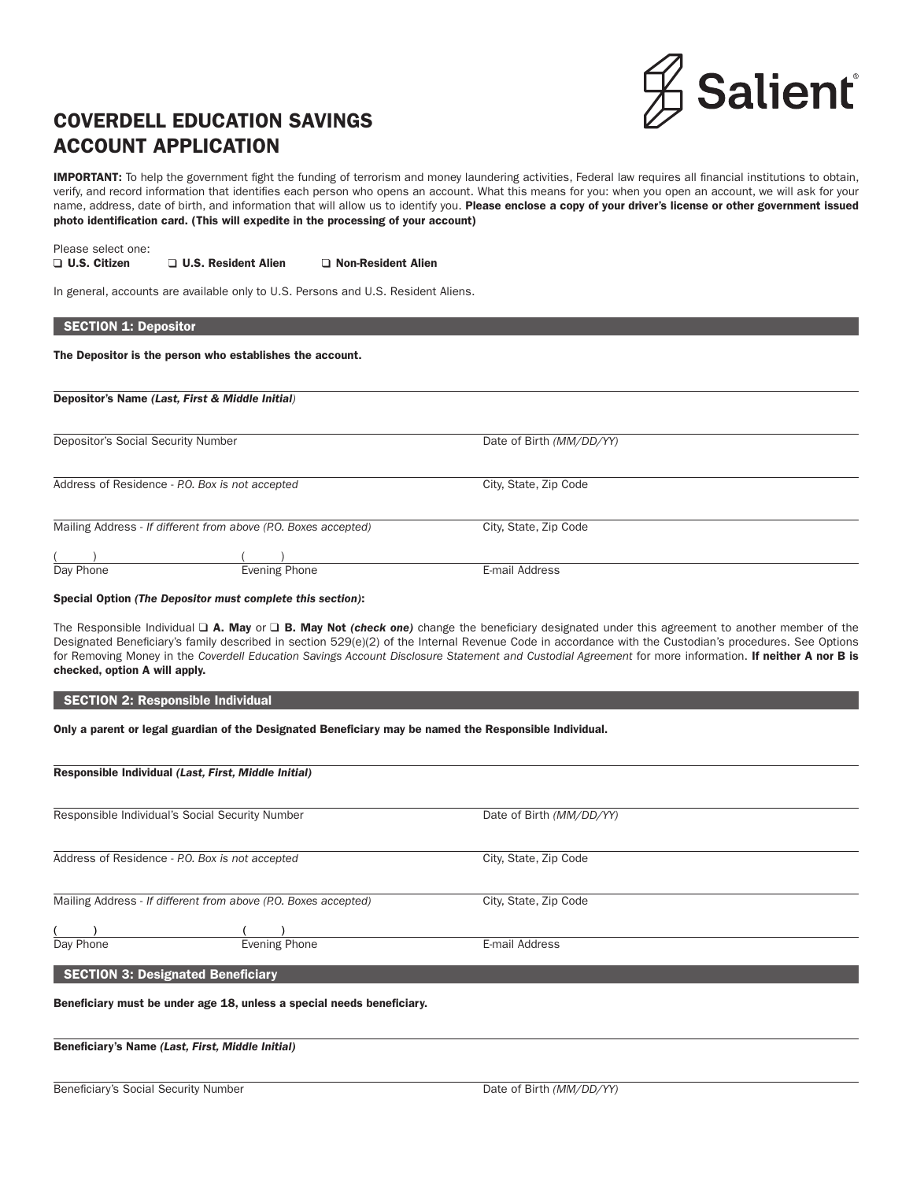Salient

# COVERDELL EDUCATION SAVINGS ACCOUNT APPLICATION

**IMPORTANT:** To help the government fight the funding of terrorism and money laundering activities, Federal law requires all financial institutions to obtain, verify, and record information that identifies each person who opens an account. What this means for you: when you open an account, we will ask for your name, address, date of birth, and information that will allow us to identify you. **Please enclose a copy of your driver's license or other government issued photo identification card. (This will expedite in the processing of your account)**

Please select one:
❑ **U.S. Citizen** ❑ **U.S. Resident Alien** ❑ **Non-Resident Alien**

In general, accounts are available only to U.S. Persons and U.S. Resident Aliens.

## SECTION 1: Depositor

**The Depositor is the person who establishes the account.**

**Depositor's Name** ***(Last, First & Middle Initial)***

Depositor's Social Security Number | Date of Birth *(MM/DD/YY)*

Address of Residence - *P.O. Box is not accepted* | City, State, Zip Code

Mailing Address - *If different from above (P.O. Boxes accepted)* | City, State, Zip Code

( ) Day Phone | ( ) Evening Phone | E-mail Address

**Special Option** ***(The Depositor must complete this section)*****:**

The Responsible Individual ❑ **A. May** or ❑ **B. May Not** ***(check one)*** change the beneficiary designated under this agreement to another member of the Designated Beneficiary's family described in section 529(e)(2) of the Internal Revenue Code in accordance with the Custodian's procedures. See Options for Removing Money in the *Coverdell Education Savings Account Disclosure Statement and Custodial Agreement* for more information. **If neither A nor B is checked, option A will apply.**

## SECTION 2: Responsible Individual

**Only a parent or legal guardian of the Designated Beneficiary may be named the Responsible Individual.**

**Responsible Individual** ***(Last, First, Middle Initial)***

Responsible Individual's Social Security Number | Date of Birth *(MM/DD/YY)*

Address of Residence - *P.O. Box is not accepted* | City, State, Zip Code

Mailing Address - *If different from above (P.O. Boxes accepted)* | City, State, Zip Code

( ) Day Phone | ( ) Evening Phone | E-mail Address

## SECTION 3: Designated Beneficiary

**Beneficiary must be under age 18, unless a special needs beneficiary.**

**Beneficiary's Name** ***(Last, First, Middle Initial)***

Beneficiary's Social Security Number | Date of Birth *(MM/DD/YY)*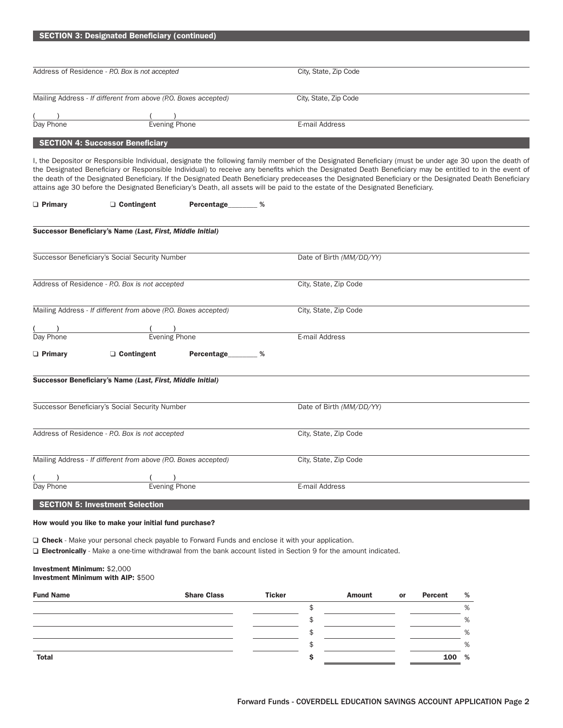## SECTION 3: Designated Beneficiary (continued)

Address of Residence - *P.O. Box is not accepted* | City, State, Zip Code

Mailing Address - *If different from above (P.O. Boxes accepted)* | City, State, Zip Code

( ) Day Phone | ( ) Evening Phone | E-mail Address

## SECTION 4: Successor Beneficiary

I, the Depositor or Responsible Individual, designate the following family member of the Designated Beneficiary (must be under age 30 upon the death of the Designated Beneficiary or Responsible Individual) to receive any benefits which the Designated Death Beneficiary may be entitled to in the event of the death of the Designated Beneficiary. If the Designated Death Beneficiary predeceases the Designated Beneficiary or the Designated Death Beneficiary attains age 30 before the Designated Beneficiary's Death, all assets will be paid to the estate of the Designated Beneficiary.

❑ **Primary** ❑ **Contingent** **Percentage**________ %

**Successor Beneficiary's Name *(Last, First, Middle Initial)***

Successor Beneficiary's Social Security Number | Date of Birth *(MM/DD/YY)*

Address of Residence - *P.O. Box is not accepted* | City, State, Zip Code

Mailing Address - *If different from above (P.O. Boxes accepted)* | City, State, Zip Code

( ) Day Phone | ( ) Evening Phone | E-mail Address

❑ **Primary** ❑ **Contingent** **Percentage**________ %

**Successor Beneficiary's Name *(Last, First, Middle Initial)***

Successor Beneficiary's Social Security Number | Date of Birth *(MM/DD/YY)*

Address of Residence - *P.O. Box is not accepted* | City, State, Zip Code

Mailing Address - *If different from above (P.O. Boxes accepted)* | City, State, Zip Code

( ) Day Phone | ( ) Evening Phone | E-mail Address

## SECTION 5: Investment Selection

**How would you like to make your initial fund purchase?**

❑ **Check** - Make your personal check payable to Forward Funds and enclose it with your application.

❑ **Electronically** - Make a one-time withdrawal from the bank account listed in Section 9 for the amount indicated.

**Investment Minimum:** $2,000
**Investment Minimum with AIP:** $500

| Fund Name | Share Class | Ticker | Amount | or | Percent % |
|---|---|---|---|---|---|
| | | | $ | | % |
| | | | $ | | % |
| | | | $ | | % |
| | | | $ | | % |
| **Total** | | | **$** | | **100 %** |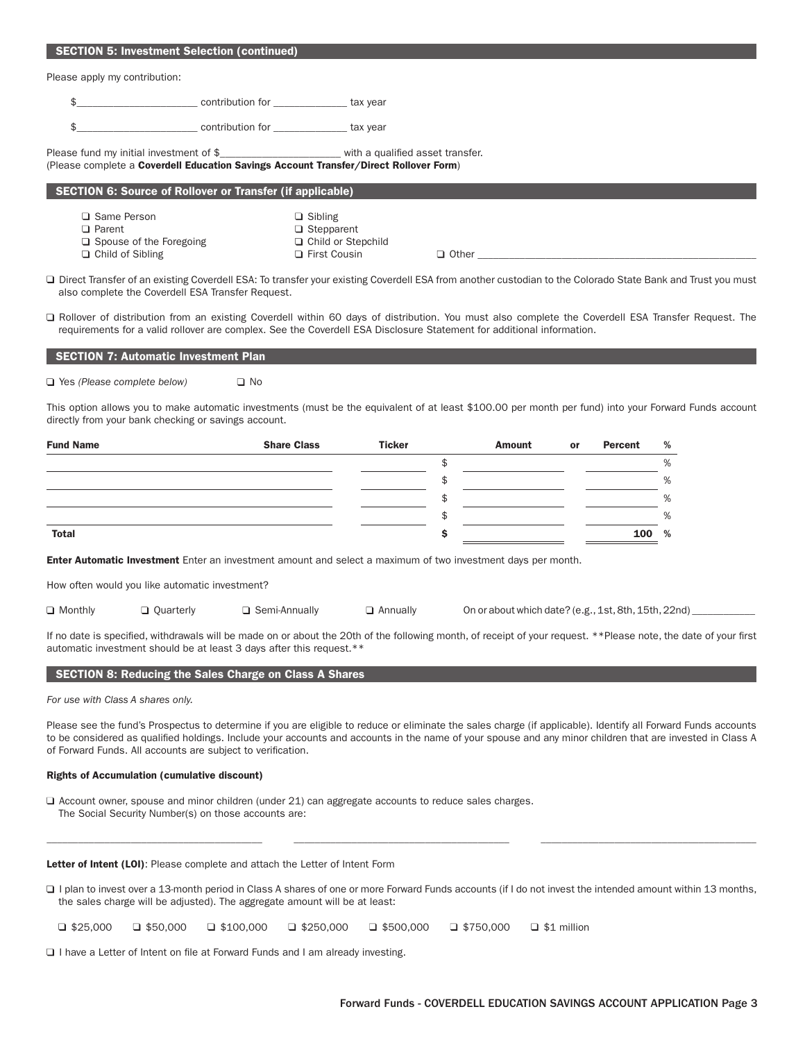## SECTION 5: Investment Selection (continued)

Please apply my contribution:

$______________________ contribution for ______________ tax year

$______________________ contribution for ______________ tax year

Please fund my initial investment of $______________________ with a qualified asset transfer.
(Please complete a **Coverdell Education Savings Account Transfer/Direct Rollover Form**)

## SECTION 6: Source of Rollover or Transfer (if applicable)

- ❑ Same Person
- ❑ Parent
- ❑ Spouse of the Foregoing
- ❑ Child of Sibling
- ❑ Sibling
- ❑ Stepparent
- ❑ Child or Stepchild
- ❑ First Cousin
- ❑ Other ______________________________________________

❑ Direct Transfer of an existing Coverdell ESA: To transfer your existing Coverdell ESA from another custodian to the Colorado State Bank and Trust you must also complete the Coverdell ESA Transfer Request.

❑ Rollover of distribution from an existing Coverdell within 60 days of distribution. You must also complete the Coverdell ESA Transfer Request. The requirements for a valid rollover are complex. See the Coverdell ESA Disclosure Statement for additional information.

## SECTION 7: Automatic Investment Plan

❑ Yes *(Please complete below)* ❑ No

This option allows you to make automatic investments (must be the equivalent of at least $100.00 per month per fund) into your Forward Funds account directly from your bank checking or savings account.

| Fund Name | Share Class | Ticker | Amount | or | Percent % |
|---|---|---|---|---|---|
| | | | $ | | % |
| | | | $ | | % |
| | | | $ | | % |
| | | | $ | | % |
| **Total** | | | **$** | | **100** % |

**Enter Automatic Investment** Enter an investment amount and select a maximum of two investment days per month.

How often would you like automatic investment?

❑ Monthly ❑ Quarterly ❑ Semi-Annually ❑ Annually On or about which date? (e.g., 1st, 8th, 15th, 22nd) ____________

If no date is specified, withdrawals will be made on or about the 20th of the following month, of receipt of your request. **Please note, the date of your first automatic investment should be at least 3 days after this request.**

## SECTION 8: Reducing the Sales Charge on Class A Shares

*For use with Class A shares only.*

Please see the fund's Prospectus to determine if you are eligible to reduce or eliminate the sales charge (if applicable). Identify all Forward Funds accounts to be considered as qualified holdings. Include your accounts and accounts in the name of your spouse and any minor children that are invested in Class A of Forward Funds. All accounts are subject to verification.

**Rights of Accumulation (cumulative discount)**

❑ Account owner, spouse and minor children (under 21) can aggregate accounts to reduce sales charges.
The Social Security Number(s) on those accounts are:

________________________________ ________________________________ ________________________________

**Letter of Intent (LOI)**: Please complete and attach the Letter of Intent Form

❑ I plan to invest over a 13-month period in Class A shares of one or more Forward Funds accounts (if I do not invest the intended amount within 13 months, the sales charge will be adjusted). The aggregate amount will be at least:

❑ $25,000 ❑ $50,000 ❑ $100,000 ❑ $250,000 ❑ $500,000 ❑ $750,000 ❑ $1 million

❑ I have a Letter of Intent on file at Forward Funds and I am already investing.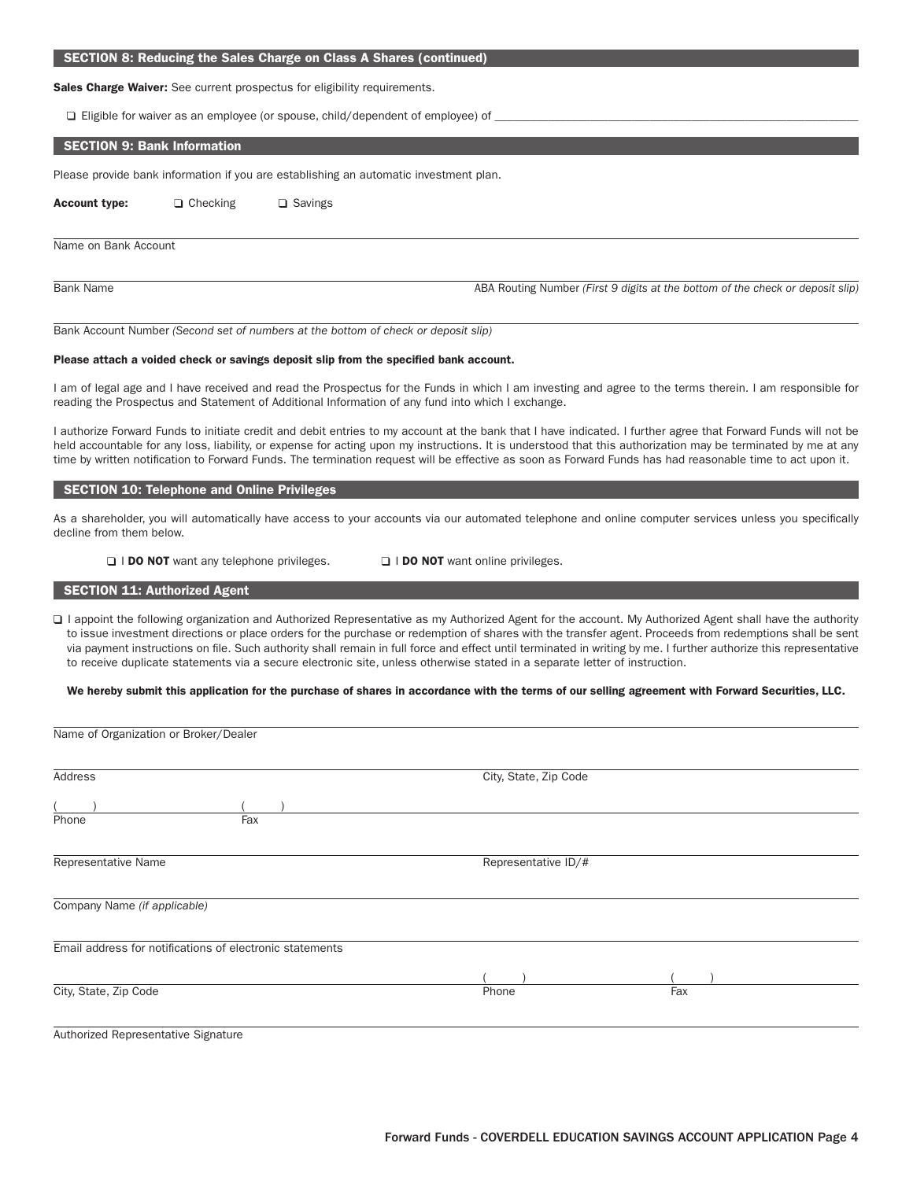## SECTION 8: Reducing the Sales Charge on Class A Shares (continued)

**Sales Charge Waiver:** See current prospectus for eligibility requirements.

❑ Eligible for waiver as an employee (or spouse, child/dependent of employee) of ______________________________

## SECTION 9: Bank Information

Please provide bank information if you are establishing an automatic investment plan.

**Account type:** ❑ Checking ❑ Savings

______________________________
Name on Bank Account

______________________________
Bank Name

______________________________
ABA Routing Number *(First 9 digits at the bottom of the check or deposit slip)*

______________________________
Bank Account Number *(Second set of numbers at the bottom of check or deposit slip)*

**Please attach a voided check or savings deposit slip from the specified bank account.**

I am of legal age and I have received and read the Prospectus for the Funds in which I am investing and agree to the terms therein. I am responsible for reading the Prospectus and Statement of Additional Information of any fund into which I exchange.

I authorize Forward Funds to initiate credit and debit entries to my account at the bank that I have indicated. I further agree that Forward Funds will not be held accountable for any loss, liability, or expense for acting upon my instructions. It is understood that this authorization may be terminated by me at any time by written notification to Forward Funds. The termination request will be effective as soon as Forward Funds has had reasonable time to act upon it.

## SECTION 10: Telephone and Online Privileges

As a shareholder, you will automatically have access to your accounts via our automated telephone and online computer services unless you specifically decline from them below.

❑ I **DO NOT** want any telephone privileges. ❑ I **DO NOT** want online privileges.

## SECTION 11: Authorized Agent

❑ I appoint the following organization and Authorized Representative as my Authorized Agent for the account. My Authorized Agent shall have the authority to issue investment directions or place orders for the purchase or redemption of shares with the transfer agent. Proceeds from redemptions shall be sent via payment instructions on file. Such authority shall remain in full force and effect until terminated in writing by me. I further authorize this representative to receive duplicate statements via a secure electronic site, unless otherwise stated in a separate letter of instruction.

**We hereby submit this application for the purchase of shares in accordance with the terms of our selling agreement with Forward Securities, LLC.**

______________________________
Name of Organization or Broker/Dealer

______________________________
Address

______________________________
City, State, Zip Code

(     ) ______________________________
Phone

(     ) ______________________________
Fax

______________________________
Representative Name

______________________________
Representative ID/#

______________________________
Company Name *(if applicable)*

______________________________
Email address for notifications of electronic statements

______________________________
City, State, Zip Code

(     ) ______________________________
Phone

(     ) ______________________________
Fax

______________________________
Authorized Representative Signature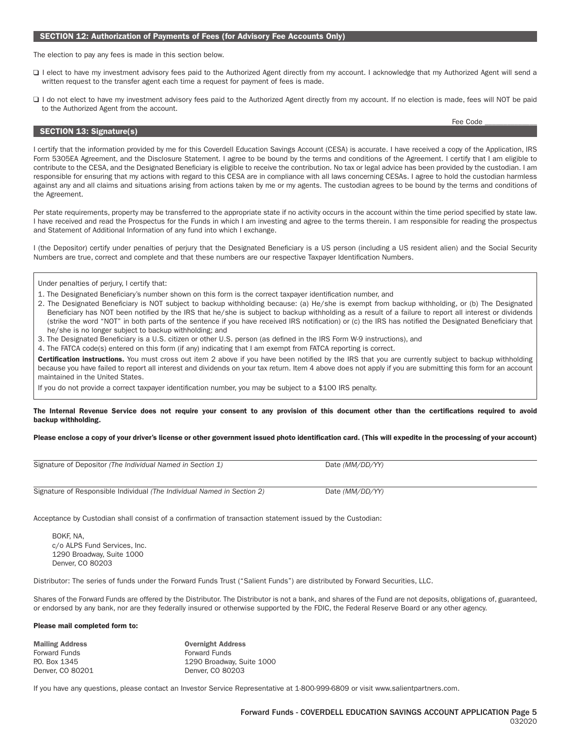## SECTION 12: Authorization of Payments of Fees (for Advisory Fee Accounts Only)

The election to pay any fees is made in this section below.

- ☐ I elect to have my investment advisory fees paid to the Authorized Agent directly from my account. I acknowledge that my Authorized Agent will send a written request to the transfer agent each time a request for payment of fees is made.
- ☐ I do not elect to have my investment advisory fees paid to the Authorized Agent directly from my account. If no election is made, fees will NOT be paid to the Authorized Agent from the account.

Fee Code ______________

## SECTION 13: Signature(s)

I certify that the information provided by me for this Coverdell Education Savings Account (CESA) is accurate. I have received a copy of the Application, IRS Form 5305EA Agreement, and the Disclosure Statement. I agree to be bound by the terms and conditions of the Agreement. I certify that I am eligible to contribute to the CESA, and the Designated Beneficiary is eligible to receive the contribution. No tax or legal advice has been provided by the custodian. I am responsible for ensuring that my actions with regard to this CESA are in compliance with all laws concerning CESAs. I agree to hold the custodian harmless against any and all claims and situations arising from actions taken by me or my agents. The custodian agrees to be bound by the terms and conditions of the Agreement.

Per state requirements, property may be transferred to the appropriate state if no activity occurs in the account within the time period specified by state law. I have received and read the Prospectus for the Funds in which I am investing and agree to the terms therein. I am responsible for reading the prospectus and Statement of Additional Information of any fund into which I exchange.

I (the Depositor) certify under penalties of perjury that the Designated Beneficiary is a US person (including a US resident alien) and the Social Security Numbers are true, correct and complete and that these numbers are our respective Taxpayer Identification Numbers.

Under penalties of perjury, I certify that:

1. The Designated Beneficiary's number shown on this form is the correct taxpayer identification number, and
2. The Designated Beneficiary is NOT subject to backup withholding because: (a) He/she is exempt from backup withholding, or (b) The Designated Beneficiary has NOT been notified by the IRS that he/she is subject to backup withholding as a result of a failure to report all interest or dividends (strike the word "NOT" in both parts of the sentence if you have received IRS notification) or (c) the IRS has notified the Designated Beneficiary that he/she is no longer subject to backup withholding; and
3. The Designated Beneficiary is a U.S. citizen or other U.S. person (as defined in the IRS Form W-9 instructions), and
4. The FATCA code(s) entered on this form (if any) indicating that I am exempt from FATCA reporting is correct.

**Certification instructions.** You must cross out item 2 above if you have been notified by the IRS that you are currently subject to backup withholding because you have failed to report all interest and dividends on your tax return. Item 4 above does not apply if you are submitting this form for an account maintained in the United States.

If you do not provide a correct taxpayer identification number, you may be subject to a $100 IRS penalty.

**The Internal Revenue Service does not require your consent to any provision of this document other than the certifications required to avoid backup withholding.**

**Please enclose a copy of your driver's license or other government issued photo identification card. (This will expedite in the processing of your account)**

Signature of Depositor *(The Individual Named in Section 1)* ______________________ Date *(MM/DD/YY)* ______________

Signature of Responsible Individual *(The Individual Named in Section 2)* ______________________ Date *(MM/DD/YY)* ______________

Acceptance by Custodian shall consist of a confirmation of transaction statement issued by the Custodian:

BOKF, NA,
c/o ALPS Fund Services, Inc.
1290 Broadway, Suite 1000
Denver, CO 80203

Distributor: The series of funds under the Forward Funds Trust ("Salient Funds") are distributed by Forward Securities, LLC.

Shares of the Forward Funds are offered by the Distributor. The Distributor is not a bank, and shares of the Fund are not deposits, obligations of, guaranteed, or endorsed by any bank, nor are they federally insured or otherwise supported by the FDIC, the Federal Reserve Board or any other agency.

**Please mail completed form to:**

**Mailing Address**
Forward Funds
P.O. Box 1345
Denver, CO 80201

**Overnight Address**
Forward Funds
1290 Broadway, Suite 1000
Denver, CO 80203

If you have any questions, please contact an Investor Service Representative at 1-800-999-6809 or visit www.salientpartners.com.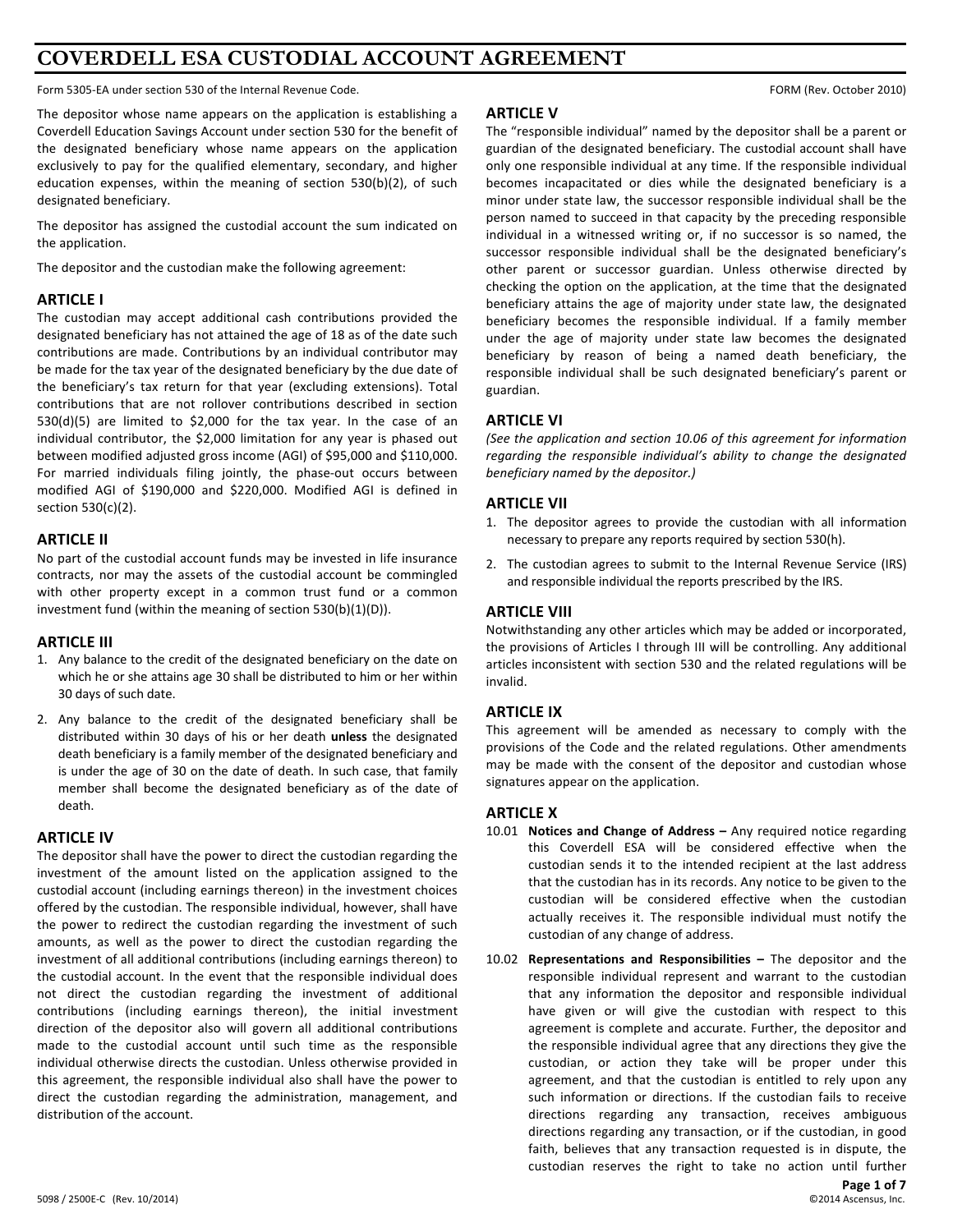# COVERDELL ESA CUSTODIAL ACCOUNT AGREEMENT

Form 5305-EA under section 530 of the Internal Revenue Code. FORM (Rev. October 2010)

The depositor whose name appears on the application is establishing a Coverdell Education Savings Account under section 530 for the benefit of the designated beneficiary whose name appears on the application exclusively to pay for the qualified elementary, secondary, and higher education expenses, within the meaning of section 530(b)(2), of such designated beneficiary.

The depositor has assigned the custodial account the sum indicated on the application.

The depositor and the custodian make the following agreement:

## ARTICLE I

The custodian may accept additional cash contributions provided the designated beneficiary has not attained the age of 18 as of the date such contributions are made. Contributions by an individual contributor may be made for the tax year of the designated beneficiary by the due date of the beneficiary's tax return for that year (excluding extensions). Total contributions that are not rollover contributions described in section 530(d)(5) are limited to $2,000 for the tax year. In the case of an individual contributor, the $2,000 limitation for any year is phased out between modified adjusted gross income (AGI) of $95,000 and $110,000. For married individuals filing jointly, the phase-out occurs between modified AGI of $190,000 and $220,000. Modified AGI is defined in section 530(c)(2).

## ARTICLE II

No part of the custodial account funds may be invested in life insurance contracts, nor may the assets of the custodial account be commingled with other property except in a common trust fund or a common investment fund (within the meaning of section 530(b)(1)(D)).

## ARTICLE III

1. Any balance to the credit of the designated beneficiary on the date on which he or she attains age 30 shall be distributed to him or her within 30 days of such date.
2. Any balance to the credit of the designated beneficiary shall be distributed within 30 days of his or her death **unless** the designated death beneficiary is a family member of the designated beneficiary and is under the age of 30 on the date of death. In such case, that family member shall become the designated beneficiary as of the date of death.

## ARTICLE IV

The depositor shall have the power to direct the custodian regarding the investment of the amount listed on the application assigned to the custodial account (including earnings thereon) in the investment choices offered by the custodian. The responsible individual, however, shall have the power to redirect the custodian regarding the investment of such amounts, as well as the power to direct the custodian regarding the investment of all additional contributions (including earnings thereon) to the custodial account. In the event that the responsible individual does not direct the custodian regarding the investment of additional contributions (including earnings thereon), the initial investment direction of the depositor also will govern all additional contributions made to the custodial account until such time as the responsible individual otherwise directs the custodian. Unless otherwise provided in this agreement, the responsible individual also shall have the power to direct the custodian regarding the administration, management, and distribution of the account.

## ARTICLE V

The "responsible individual" named by the depositor shall be a parent or guardian of the designated beneficiary. The custodial account shall have only one responsible individual at any time. If the responsible individual becomes incapacitated or dies while the designated beneficiary is a minor under state law, the successor responsible individual shall be the person named to succeed in that capacity by the preceding responsible individual in a witnessed writing or, if no successor is so named, the successor responsible individual shall be the designated beneficiary's other parent or successor guardian. Unless otherwise directed by checking the option on the application, at the time that the designated beneficiary attains the age of majority under state law, the designated beneficiary becomes the responsible individual. If a family member under the age of majority under state law becomes the designated beneficiary by reason of being a named death beneficiary, the responsible individual shall be such designated beneficiary's parent or guardian.

## ARTICLE VI

*(See the application and section 10.06 of this agreement for information regarding the responsible individual's ability to change the designated beneficiary named by the depositor.)*

## ARTICLE VII

1. The depositor agrees to provide the custodian with all information necessary to prepare any reports required by section 530(h).
2. The custodian agrees to submit to the Internal Revenue Service (IRS) and responsible individual the reports prescribed by the IRS.

## ARTICLE VIII

Notwithstanding any other articles which may be added or incorporated, the provisions of Articles I through III will be controlling. Any additional articles inconsistent with section 530 and the related regulations will be invalid.

## ARTICLE IX

This agreement will be amended as necessary to comply with the provisions of the Code and the related regulations. Other amendments may be made with the consent of the depositor and custodian whose signatures appear on the application.

## ARTICLE X

10.01 **Notices and Change of Address –** Any required notice regarding this Coverdell ESA will be considered effective when the custodian sends it to the intended recipient at the last address that the custodian has in its records. Any notice to be given to the custodian will be considered effective when the custodian actually receives it. The responsible individual must notify the custodian of any change of address.

10.02 **Representations and Responsibilities –** The depositor and the responsible individual represent and warrant to the custodian that any information the depositor and responsible individual have given or will give the custodian with respect to this agreement is complete and accurate. Further, the depositor and the responsible individual agree that any directions they give the custodian, or action they take will be proper under this agreement, and that the custodian is entitled to rely upon any such information or directions. If the custodian fails to receive directions regarding any transaction, receives ambiguous directions regarding any transaction, or if the custodian, in good faith, believes that any transaction requested is in dispute, the custodian reserves the right to take no action until further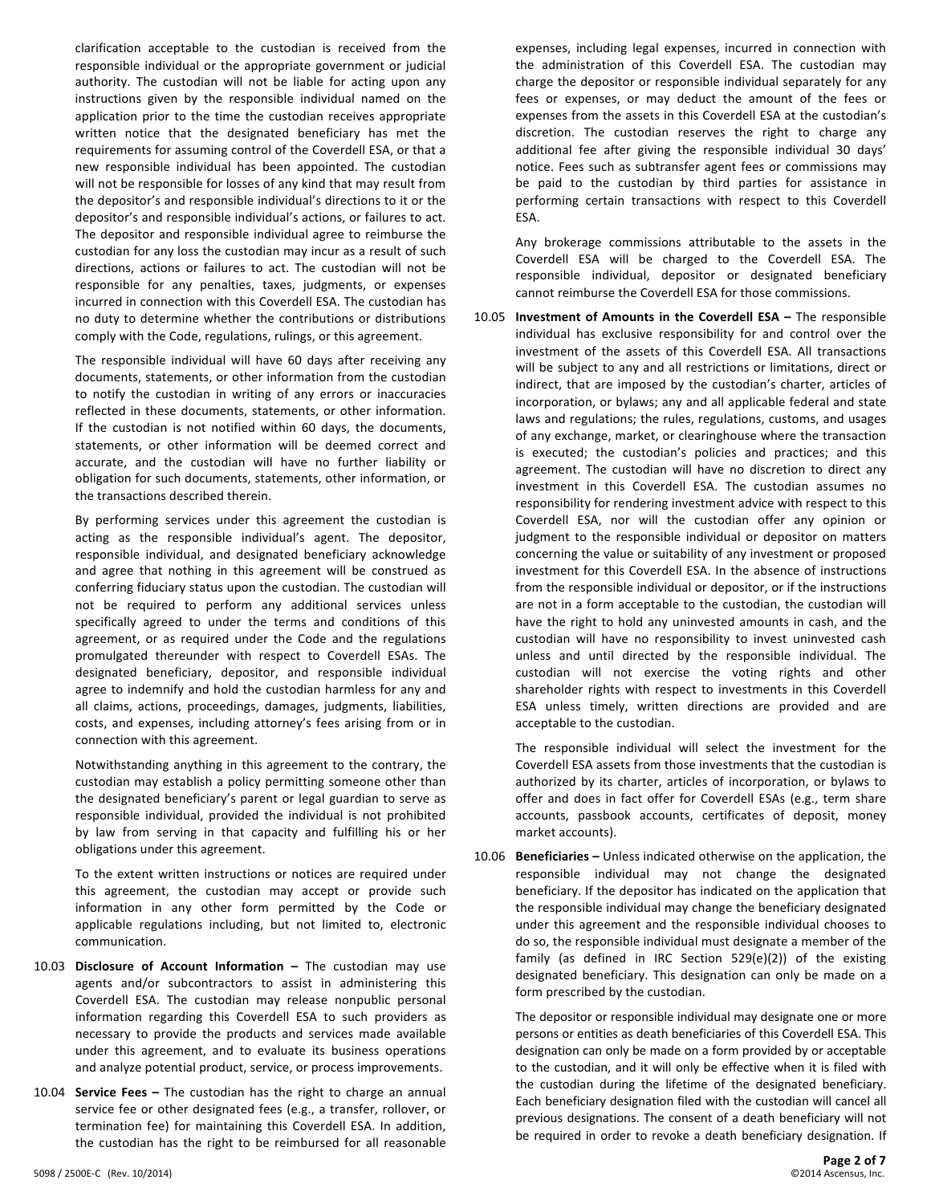clarification acceptable to the custodian is received from the responsible individual or the appropriate government or judicial authority. The custodian will not be liable for acting upon any instructions given by the responsible individual named on the application prior to the time the custodian receives appropriate written notice that the designated beneficiary has met the requirements for assuming control of the Coverdell ESA, or that a new responsible individual has been appointed. The custodian will not be responsible for losses of any kind that may result from the depositor's and responsible individual's directions to it or the depositor's and responsible individual's actions, or failures to act. The depositor and responsible individual agree to reimburse the custodian for any loss the custodian may incur as a result of such directions, actions or failures to act. The custodian will not be responsible for any penalties, taxes, judgments, or expenses incurred in connection with this Coverdell ESA. The custodian has no duty to determine whether the contributions or distributions comply with the Code, regulations, rulings, or this agreement.

The responsible individual will have 60 days after receiving any documents, statements, or other information from the custodian to notify the custodian in writing of any errors or inaccuracies reflected in these documents, statements, or other information. If the custodian is not notified within 60 days, the documents, statements, or other information will be deemed correct and accurate, and the custodian will have no further liability or obligation for such documents, statements, other information, or the transactions described therein.

By performing services under this agreement the custodian is acting as the responsible individual's agent. The depositor, responsible individual, and designated beneficiary acknowledge and agree that nothing in this agreement will be construed as conferring fiduciary status upon the custodian. The custodian will not be required to perform any additional services unless specifically agreed to under the terms and conditions of this agreement, or as required under the Code and the regulations promulgated thereunder with respect to Coverdell ESAs. The designated beneficiary, depositor, and responsible individual agree to indemnify and hold the custodian harmless for any and all claims, actions, proceedings, damages, judgments, liabilities, costs, and expenses, including attorney's fees arising from or in connection with this agreement.

Notwithstanding anything in this agreement to the contrary, the custodian may establish a policy permitting someone other than the designated beneficiary's parent or legal guardian to serve as responsible individual, provided the individual is not prohibited by law from serving in that capacity and fulfilling his or her obligations under this agreement.

To the extent written instructions or notices are required under this agreement, the custodian may accept or provide such information in any other form permitted by the Code or applicable regulations including, but not limited to, electronic communication.

10.03 **Disclosure of Account Information –** The custodian may use agents and/or subcontractors to assist in administering this Coverdell ESA. The custodian may release nonpublic personal information regarding this Coverdell ESA to such providers as necessary to provide the products and services made available under this agreement, and to evaluate its business operations and analyze potential product, service, or process improvements.

10.04 **Service Fees –** The custodian has the right to charge an annual service fee or other designated fees (e.g., a transfer, rollover, or termination fee) for maintaining this Coverdell ESA. In addition, the custodian has the right to be reimbursed for all reasonable expenses, including legal expenses, incurred in connection with the administration of this Coverdell ESA. The custodian may charge the depositor or responsible individual separately for any fees or expenses, or may deduct the amount of the fees or expenses from the assets in this Coverdell ESA at the custodian's discretion. The custodian reserves the right to charge any additional fee after giving the responsible individual 30 days' notice. Fees such as subtransfer agent fees or commissions may be paid to the custodian by third parties for assistance in performing certain transactions with respect to this Coverdell ESA.

Any brokerage commissions attributable to the assets in the Coverdell ESA will be charged to the Coverdell ESA. The responsible individual, depositor or designated beneficiary cannot reimburse the Coverdell ESA for those commissions.

10.05 **Investment of Amounts in the Coverdell ESA –** The responsible individual has exclusive responsibility for and control over the investment of the assets of this Coverdell ESA. All transactions will be subject to any and all restrictions or limitations, direct or indirect, that are imposed by the custodian's charter, articles of incorporation, or bylaws; any and all applicable federal and state laws and regulations; the rules, regulations, customs, and usages of any exchange, market, or clearinghouse where the transaction is executed; the custodian's policies and practices; and this agreement. The custodian will have no discretion to direct any investment in this Coverdell ESA. The custodian assumes no responsibility for rendering investment advice with respect to this Coverdell ESA, nor will the custodian offer any opinion or judgment to the responsible individual or depositor on matters concerning the value or suitability of any investment or proposed investment for this Coverdell ESA. In the absence of instructions from the responsible individual or depositor, or if the instructions are not in a form acceptable to the custodian, the custodian will have the right to hold any uninvested amounts in cash, and the custodian will have no responsibility to invest uninvested cash unless and until directed by the responsible individual. The custodian will not exercise the voting rights and other shareholder rights with respect to investments in this Coverdell ESA unless timely, written directions are provided and are acceptable to the custodian.

The responsible individual will select the investment for the Coverdell ESA assets from those investments that the custodian is authorized by its charter, articles of incorporation, or bylaws to offer and does in fact offer for Coverdell ESAs (e.g., term share accounts, passbook accounts, certificates of deposit, money market accounts).

10.06 **Beneficiaries –** Unless indicated otherwise on the application, the responsible individual may not change the designated beneficiary. If the depositor has indicated on the application that the responsible individual may change the beneficiary designated under this agreement and the responsible individual chooses to do so, the responsible individual must designate a member of the family (as defined in IRC Section 529(e)(2)) of the existing designated beneficiary. This designation can only be made on a form prescribed by the custodian.

The depositor or responsible individual may designate one or more persons or entities as death beneficiaries of this Coverdell ESA. This designation can only be made on a form provided by or acceptable to the custodian, and it will only be effective when it is filed with the custodian during the lifetime of the designated beneficiary. Each beneficiary designation filed with the custodian will cancel all previous designations. The consent of a death beneficiary will not be required in order to revoke a death beneficiary designation. If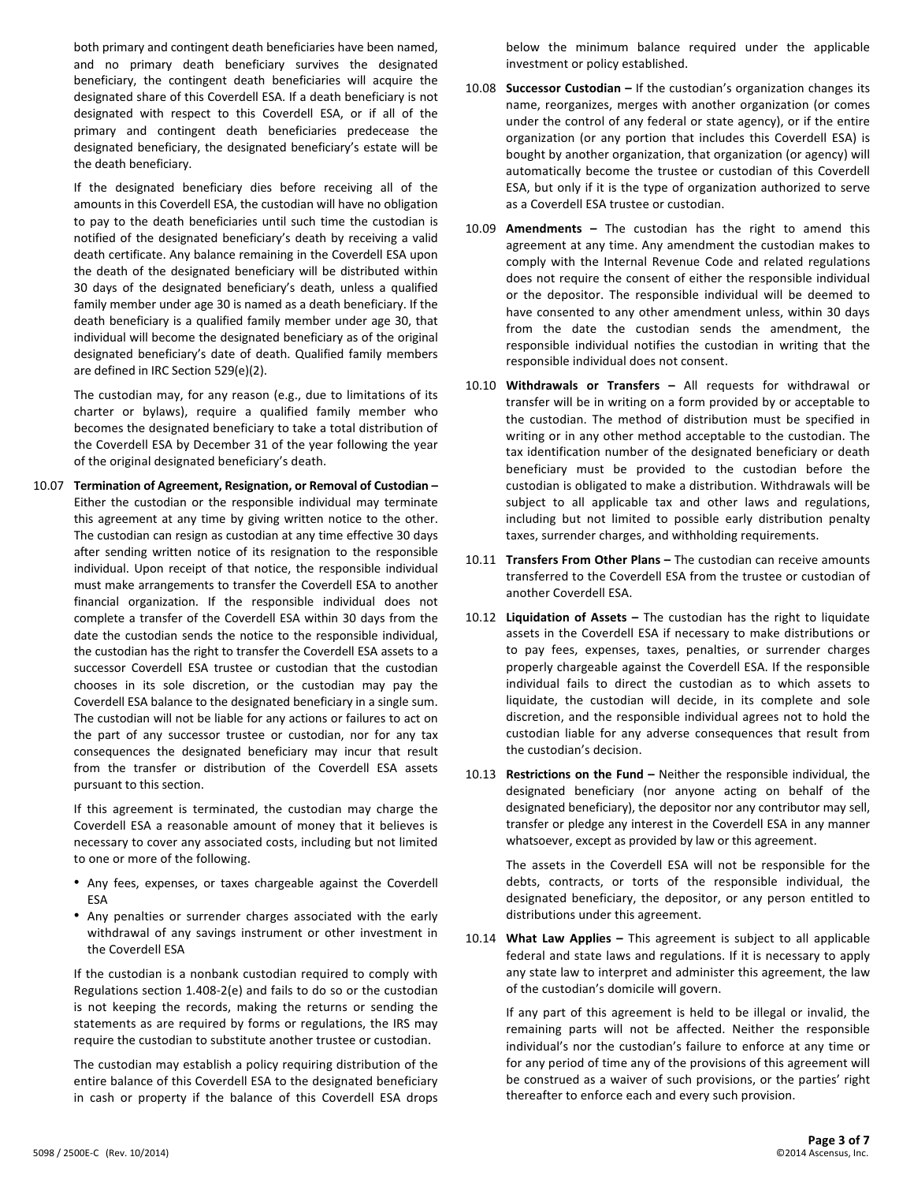both primary and contingent death beneficiaries have been named, and no primary death beneficiary survives the designated beneficiary, the contingent death beneficiaries will acquire the designated share of this Coverdell ESA. If a death beneficiary is not designated with respect to this Coverdell ESA, or if all of the primary and contingent death beneficiaries predecease the designated beneficiary, the designated beneficiary's estate will be the death beneficiary.

If the designated beneficiary dies before receiving all of the amounts in this Coverdell ESA, the custodian will have no obligation to pay to the death beneficiaries until such time the custodian is notified of the designated beneficiary's death by receiving a valid death certificate. Any balance remaining in the Coverdell ESA upon the death of the designated beneficiary will be distributed within 30 days of the designated beneficiary's death, unless a qualified family member under age 30 is named as a death beneficiary. If the death beneficiary is a qualified family member under age 30, that individual will become the designated beneficiary as of the original designated beneficiary's date of death. Qualified family members are defined in IRC Section 529(e)(2).

The custodian may, for any reason (e.g., due to limitations of its charter or bylaws), require a qualified family member who becomes the designated beneficiary to take a total distribution of the Coverdell ESA by December 31 of the year following the year of the original designated beneficiary's death.

10.07 **Termination of Agreement, Resignation, or Removal of Custodian –** Either the custodian or the responsible individual may terminate this agreement at any time by giving written notice to the other. The custodian can resign as custodian at any time effective 30 days after sending written notice of its resignation to the responsible individual. Upon receipt of that notice, the responsible individual must make arrangements to transfer the Coverdell ESA to another financial organization. If the responsible individual does not complete a transfer of the Coverdell ESA within 30 days from the date the custodian sends the notice to the responsible individual, the custodian has the right to transfer the Coverdell ESA assets to a successor Coverdell ESA trustee or custodian that the custodian chooses in its sole discretion, or the custodian may pay the Coverdell ESA balance to the designated beneficiary in a single sum. The custodian will not be liable for any actions or failures to act on the part of any successor trustee or custodian, nor for any tax consequences the designated beneficiary may incur that result from the transfer or distribution of the Coverdell ESA assets pursuant to this section.

If this agreement is terminated, the custodian may charge the Coverdell ESA a reasonable amount of money that it believes is necessary to cover any associated costs, including but not limited to one or more of the following.

- Any fees, expenses, or taxes chargeable against the Coverdell ESA
- Any penalties or surrender charges associated with the early withdrawal of any savings instrument or other investment in the Coverdell ESA

If the custodian is a nonbank custodian required to comply with Regulations section 1.408-2(e) and fails to do so or the custodian is not keeping the records, making the returns or sending the statements as are required by forms or regulations, the IRS may require the custodian to substitute another trustee or custodian.

The custodian may establish a policy requiring distribution of the entire balance of this Coverdell ESA to the designated beneficiary in cash or property if the balance of this Coverdell ESA drops below the minimum balance required under the applicable investment or policy established.

10.08 **Successor Custodian –** If the custodian's organization changes its name, reorganizes, merges with another organization (or comes under the control of any federal or state agency), or if the entire organization (or any portion that includes this Coverdell ESA) is bought by another organization, that organization (or agency) will automatically become the trustee or custodian of this Coverdell ESA, but only if it is the type of organization authorized to serve as a Coverdell ESA trustee or custodian.

10.09 **Amendments –** The custodian has the right to amend this agreement at any time. Any amendment the custodian makes to comply with the Internal Revenue Code and related regulations does not require the consent of either the responsible individual or the depositor. The responsible individual will be deemed to have consented to any other amendment unless, within 30 days from the date the custodian sends the amendment, the responsible individual notifies the custodian in writing that the responsible individual does not consent.

10.10 **Withdrawals or Transfers –** All requests for withdrawal or transfer will be in writing on a form provided by or acceptable to the custodian. The method of distribution must be specified in writing or in any other method acceptable to the custodian. The tax identification number of the designated beneficiary or death beneficiary must be provided to the custodian before the custodian is obligated to make a distribution. Withdrawals will be subject to all applicable tax and other laws and regulations, including but not limited to possible early distribution penalty taxes, surrender charges, and withholding requirements.

10.11 **Transfers From Other Plans –** The custodian can receive amounts transferred to the Coverdell ESA from the trustee or custodian of another Coverdell ESA.

10.12 **Liquidation of Assets –** The custodian has the right to liquidate assets in the Coverdell ESA if necessary to make distributions or to pay fees, expenses, taxes, penalties, or surrender charges properly chargeable against the Coverdell ESA. If the responsible individual fails to direct the custodian as to which assets to liquidate, the custodian will decide, in its complete and sole discretion, and the responsible individual agrees not to hold the custodian liable for any adverse consequences that result from the custodian's decision.

10.13 **Restrictions on the Fund –** Neither the responsible individual, the designated beneficiary (nor anyone acting on behalf of the designated beneficiary), the depositor nor any contributor may sell, transfer or pledge any interest in the Coverdell ESA in any manner whatsoever, except as provided by law or this agreement.

The assets in the Coverdell ESA will not be responsible for the debts, contracts, or torts of the responsible individual, the designated beneficiary, the depositor, or any person entitled to distributions under this agreement.

10.14 **What Law Applies –** This agreement is subject to all applicable federal and state laws and regulations. If it is necessary to apply any state law to interpret and administer this agreement, the law of the custodian's domicile will govern.

If any part of this agreement is held to be illegal or invalid, the remaining parts will not be affected. Neither the responsible individual's nor the custodian's failure to enforce at any time or for any period of time any of the provisions of this agreement will be construed as a waiver of such provisions, or the parties' right thereafter to enforce each and every such provision.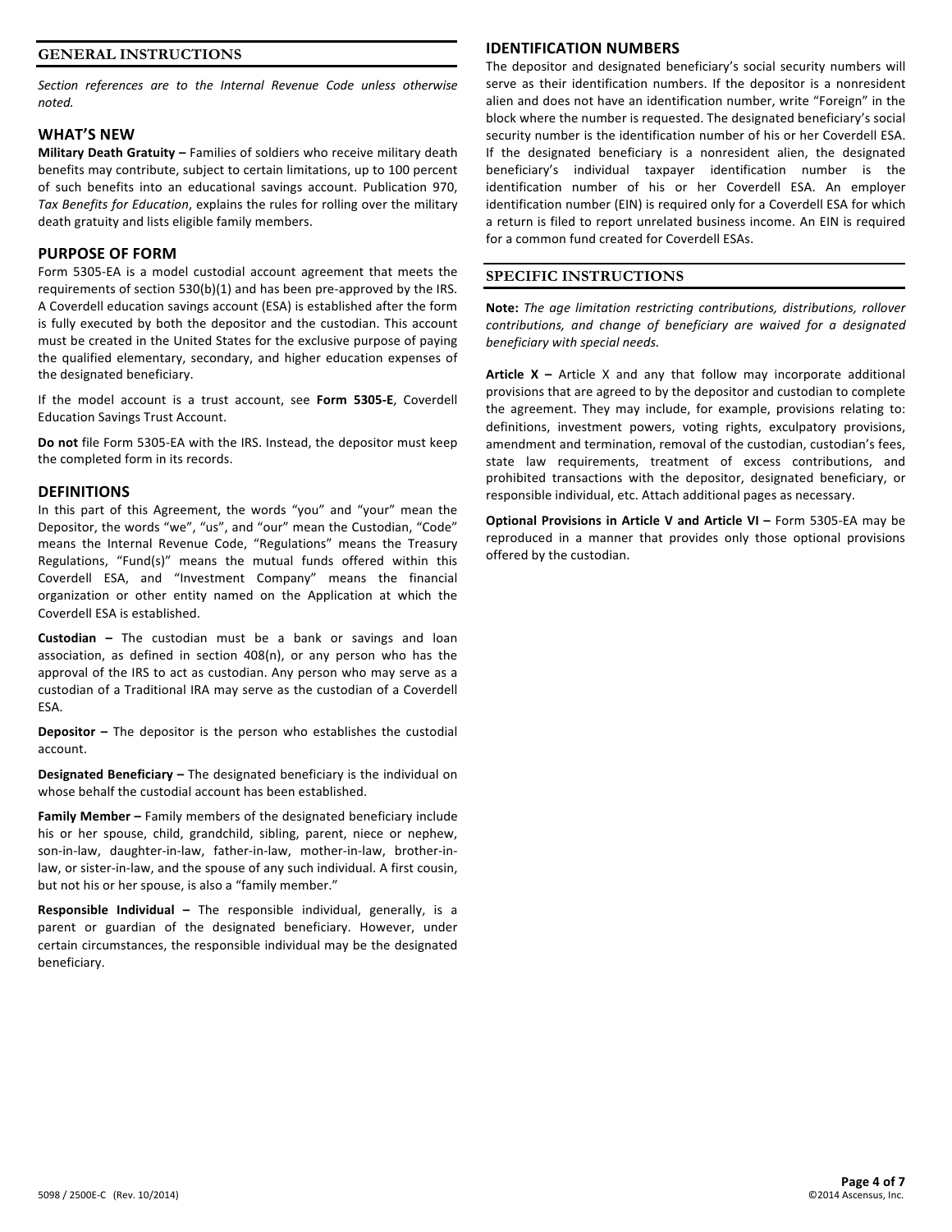## GENERAL INSTRUCTIONS

*Section references are to the Internal Revenue Code unless otherwise noted.*

### WHAT'S NEW

**Military Death Gratuity –** Families of soldiers who receive military death benefits may contribute, subject to certain limitations, up to 100 percent of such benefits into an educational savings account. Publication 970, *Tax Benefits for Education*, explains the rules for rolling over the military death gratuity and lists eligible family members.

### PURPOSE OF FORM

Form 5305-EA is a model custodial account agreement that meets the requirements of section 530(b)(1) and has been pre-approved by the IRS. A Coverdell education savings account (ESA) is established after the form is fully executed by both the depositor and the custodian. This account must be created in the United States for the exclusive purpose of paying the qualified elementary, secondary, and higher education expenses of the designated beneficiary.

If the model account is a trust account, see **Form 5305-E**, Coverdell Education Savings Trust Account.

**Do not** file Form 5305-EA with the IRS. Instead, the depositor must keep the completed form in its records.

### DEFINITIONS

In this part of this Agreement, the words "you" and "your" mean the Depositor, the words "we", "us", and "our" mean the Custodian, "Code" means the Internal Revenue Code, "Regulations" means the Treasury Regulations, "Fund(s)" means the mutual funds offered within this Coverdell ESA, and "Investment Company" means the financial organization or other entity named on the Application at which the Coverdell ESA is established.

**Custodian –** The custodian must be a bank or savings and loan association, as defined in section 408(n), or any person who has the approval of the IRS to act as custodian. Any person who may serve as a custodian of a Traditional IRA may serve as the custodian of a Coverdell ESA.

**Depositor –** The depositor is the person who establishes the custodial account.

**Designated Beneficiary –** The designated beneficiary is the individual on whose behalf the custodial account has been established.

**Family Member –** Family members of the designated beneficiary include his or her spouse, child, grandchild, sibling, parent, niece or nephew, son-in-law, daughter-in-law, father-in-law, mother-in-law, brother-in-law, or sister-in-law, and the spouse of any such individual. A first cousin, but not his or her spouse, is also a "family member."

**Responsible Individual –** The responsible individual, generally, is a parent or guardian of the designated beneficiary. However, under certain circumstances, the responsible individual may be the designated beneficiary.

### IDENTIFICATION NUMBERS

The depositor and designated beneficiary's social security numbers will serve as their identification numbers. If the depositor is a nonresident alien and does not have an identification number, write "Foreign" in the block where the number is requested. The designated beneficiary's social security number is the identification number of his or her Coverdell ESA. If the designated beneficiary is a nonresident alien, the designated beneficiary's individual taxpayer identification number is the identification number of his or her Coverdell ESA. An employer identification number (EIN) is required only for a Coverdell ESA for which a return is filed to report unrelated business income. An EIN is required for a common fund created for Coverdell ESAs.

## SPECIFIC INSTRUCTIONS

**Note:** *The age limitation restricting contributions, distributions, rollover contributions, and change of beneficiary are waived for a designated beneficiary with special needs.*

**Article X –** Article X and any that follow may incorporate additional provisions that are agreed to by the depositor and custodian to complete the agreement. They may include, for example, provisions relating to: definitions, investment powers, voting rights, exculpatory provisions, amendment and termination, removal of the custodian, custodian's fees, state law requirements, treatment of excess contributions, and prohibited transactions with the depositor, designated beneficiary, or responsible individual, etc. Attach additional pages as necessary.

**Optional Provisions in Article V and Article VI –** Form 5305-EA may be reproduced in a manner that provides only those optional provisions offered by the custodian.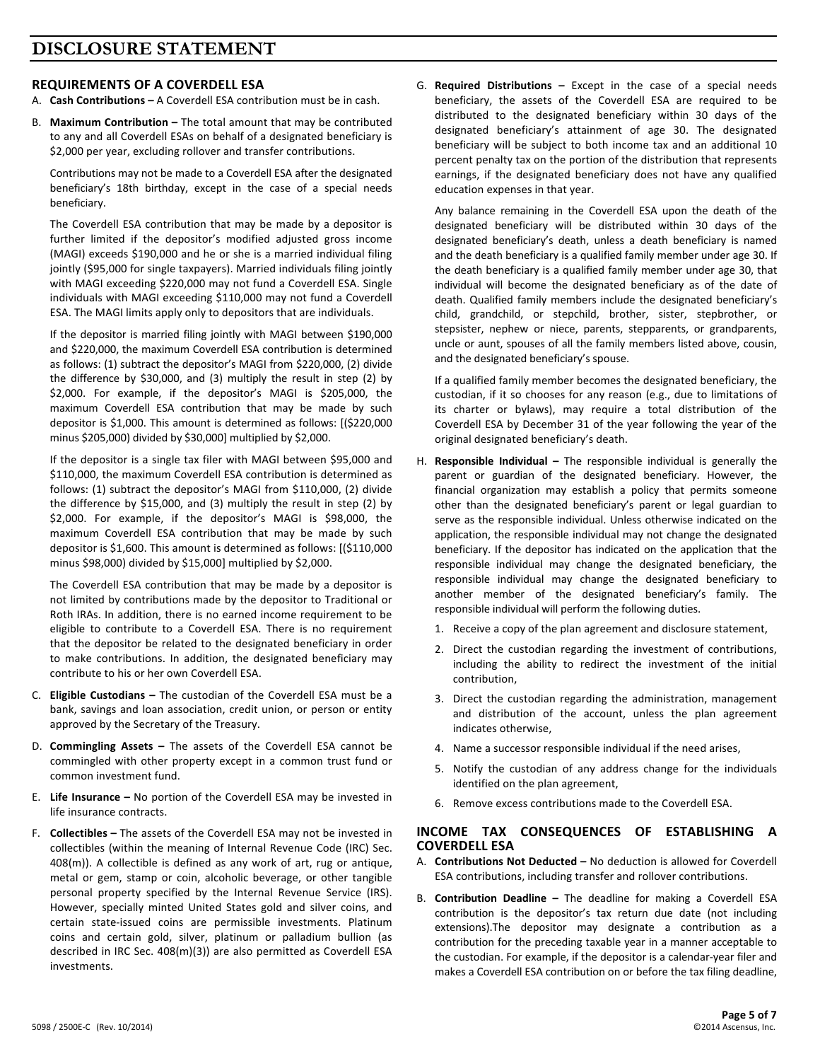# DISCLOSURE STATEMENT

## REQUIREMENTS OF A COVERDELL ESA

A. **Cash Contributions –** A Coverdell ESA contribution must be in cash.

B. **Maximum Contribution –** The total amount that may be contributed to any and all Coverdell ESAs on behalf of a designated beneficiary is $2,000 per year, excluding rollover and transfer contributions.

   Contributions may not be made to a Coverdell ESA after the designated beneficiary's 18th birthday, except in the case of a special needs beneficiary.

   The Coverdell ESA contribution that may be made by a depositor is further limited if the depositor's modified adjusted gross income (MAGI) exceeds $190,000 and he or she is a married individual filing jointly ($95,000 for single taxpayers). Married individuals filing jointly with MAGI exceeding $220,000 may not fund a Coverdell ESA. Single individuals with MAGI exceeding $110,000 may not fund a Coverdell ESA. The MAGI limits apply only to depositors that are individuals.

   If the depositor is married filing jointly with MAGI between $190,000 and $220,000, the maximum Coverdell ESA contribution is determined as follows: (1) subtract the depositor's MAGI from $220,000, (2) divide the difference by $30,000, and (3) multiply the result in step (2) by $2,000. For example, if the depositor's MAGI is $205,000, the maximum Coverdell ESA contribution that may be made by such depositor is $1,000. This amount is determined as follows: [($220,000 minus $205,000) divided by $30,000] multiplied by $2,000.

   If the depositor is a single tax filer with MAGI between $95,000 and $110,000, the maximum Coverdell ESA contribution is determined as follows: (1) subtract the depositor's MAGI from $110,000, (2) divide the difference by $15,000, and (3) multiply the result in step (2) by $2,000. For example, if the depositor's MAGI is $98,000, the maximum Coverdell ESA contribution that may be made by such depositor is $1,600. This amount is determined as follows: [($110,000 minus $98,000) divided by $15,000] multiplied by $2,000.

   The Coverdell ESA contribution that may be made by a depositor is not limited by contributions made by the depositor to Traditional or Roth IRAs. In addition, there is no earned income requirement to be eligible to contribute to a Coverdell ESA. There is no requirement that the depositor be related to the designated beneficiary in order to make contributions. In addition, the designated beneficiary may contribute to his or her own Coverdell ESA.

C. **Eligible Custodians –** The custodian of the Coverdell ESA must be a bank, savings and loan association, credit union, or person or entity approved by the Secretary of the Treasury.

D. **Commingling Assets –** The assets of the Coverdell ESA cannot be commingled with other property except in a common trust fund or common investment fund.

E. **Life Insurance –** No portion of the Coverdell ESA may be invested in life insurance contracts.

F. **Collectibles –** The assets of the Coverdell ESA may not be invested in collectibles (within the meaning of Internal Revenue Code (IRC) Sec. 408(m)). A collectible is defined as any work of art, rug or antique, metal or gem, stamp or coin, alcoholic beverage, or other tangible personal property specified by the Internal Revenue Service (IRS). However, specially minted United States gold and silver coins, and certain state-issued coins are permissible investments. Platinum coins and certain gold, silver, platinum or palladium bullion (as described in IRC Sec. 408(m)(3)) are also permitted as Coverdell ESA investments.

G. **Required Distributions –** Except in the case of a special needs beneficiary, the assets of the Coverdell ESA are required to be distributed to the designated beneficiary within 30 days of the designated beneficiary's attainment of age 30. The designated beneficiary will be subject to both income tax and an additional 10 percent penalty tax on the portion of the distribution that represents earnings, if the designated beneficiary does not have any qualified education expenses in that year.

   Any balance remaining in the Coverdell ESA upon the death of the designated beneficiary will be distributed within 30 days of the designated beneficiary's death, unless a death beneficiary is named and the death beneficiary is a qualified family member under age 30. If the death beneficiary is a qualified family member under age 30, that individual will become the designated beneficiary as of the date of death. Qualified family members include the designated beneficiary's child, grandchild, or stepchild, brother, sister, stepbrother, or stepsister, nephew or niece, parents, stepparents, or grandparents, uncle or aunt, spouses of all the family members listed above, cousin, and the designated beneficiary's spouse.

   If a qualified family member becomes the designated beneficiary, the custodian, if it so chooses for any reason (e.g., due to limitations of its charter or bylaws), may require a total distribution of the Coverdell ESA by December 31 of the year following the year of the original designated beneficiary's death.

H. **Responsible Individual –** The responsible individual is generally the parent or guardian of the designated beneficiary. However, the financial organization may establish a policy that permits someone other than the designated beneficiary's parent or legal guardian to serve as the responsible individual. Unless otherwise indicated on the application, the responsible individual may not change the designated beneficiary. If the depositor has indicated on the application that the responsible individual may change the designated beneficiary, the responsible individual may change the designated beneficiary to another member of the designated beneficiary's family. The responsible individual will perform the following duties.

   1. Receive a copy of the plan agreement and disclosure statement,
   2. Direct the custodian regarding the investment of contributions, including the ability to redirect the investment of the initial contribution,
   3. Direct the custodian regarding the administration, management and distribution of the account, unless the plan agreement indicates otherwise,
   4. Name a successor responsible individual if the need arises,
   5. Notify the custodian of any address change for the individuals identified on the plan agreement,
   6. Remove excess contributions made to the Coverdell ESA.

## INCOME TAX CONSEQUENCES OF ESTABLISHING A COVERDELL ESA

A. **Contributions Not Deducted –** No deduction is allowed for Coverdell ESA contributions, including transfer and rollover contributions.

B. **Contribution Deadline –** The deadline for making a Coverdell ESA contribution is the depositor's tax return due date (not including extensions).The depositor may designate a contribution as a contribution for the preceding taxable year in a manner acceptable to the custodian. For example, if the depositor is a calendar-year filer and makes a Coverdell ESA contribution on or before the tax filing deadline,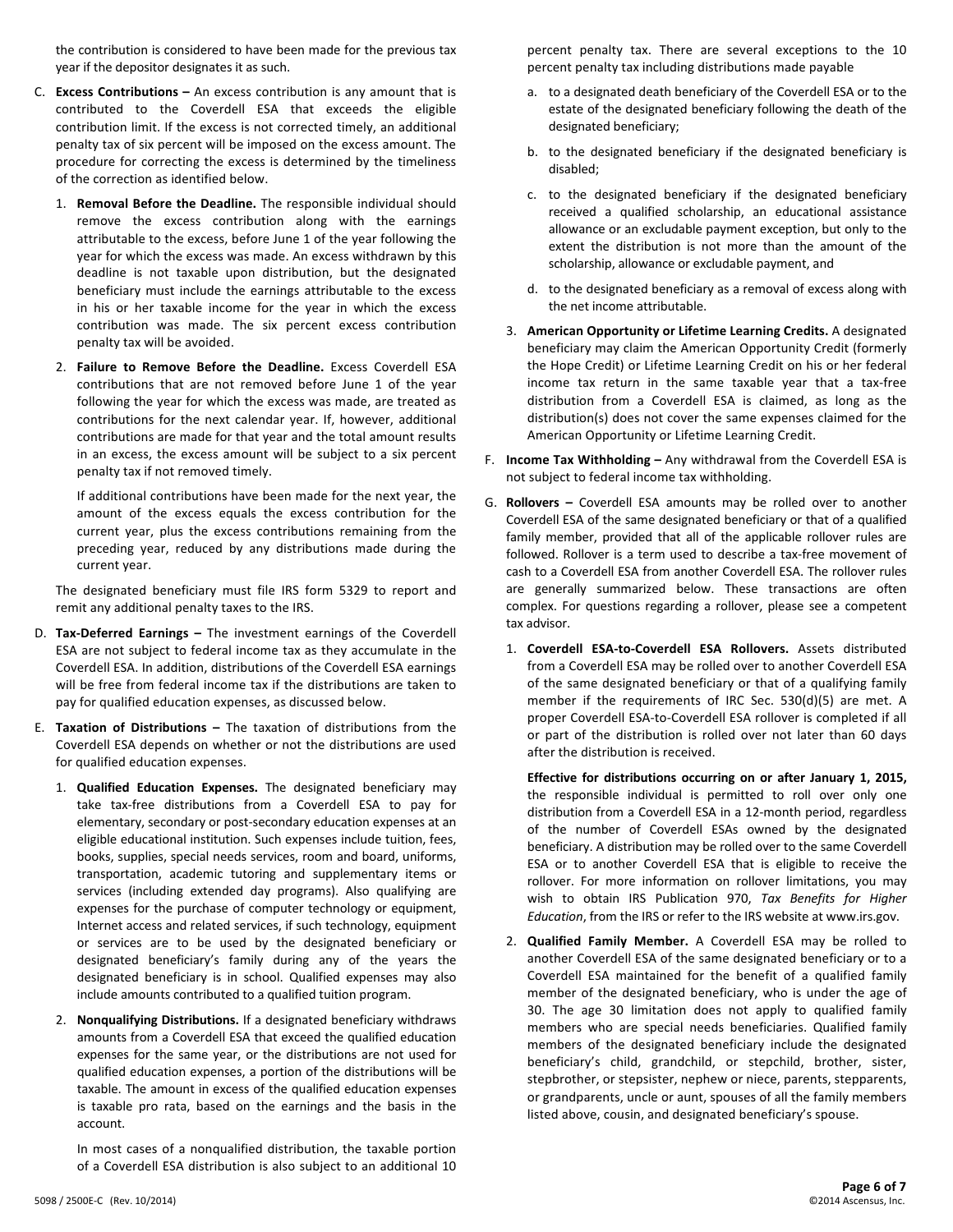the contribution is considered to have been made for the previous tax year if the depositor designates it as such.

C. **Excess Contributions –** An excess contribution is any amount that is contributed to the Coverdell ESA that exceeds the eligible contribution limit. If the excess is not corrected timely, an additional penalty tax of six percent will be imposed on the excess amount. The procedure for correcting the excess is determined by the timeliness of the correction as identified below.

   1. **Removal Before the Deadline.** The responsible individual should remove the excess contribution along with the earnings attributable to the excess, before June 1 of the year following the year for which the excess was made. An excess withdrawn by this deadline is not taxable upon distribution, but the designated beneficiary must include the earnings attributable to the excess in his or her taxable income for the year in which the excess contribution was made. The six percent excess contribution penalty tax will be avoided.

   2. **Failure to Remove Before the Deadline.** Excess Coverdell ESA contributions that are not removed before June 1 of the year following the year for which the excess was made, are treated as contributions for the next calendar year. If, however, additional contributions are made for that year and the total amount results in an excess, the excess amount will be subject to a six percent penalty tax if not removed timely.

      If additional contributions have been made for the next year, the amount of the excess equals the excess contribution for the current year, plus the excess contributions remaining from the preceding year, reduced by any distributions made during the current year.

   The designated beneficiary must file IRS form 5329 to report and remit any additional penalty taxes to the IRS.

D. **Tax-Deferred Earnings –** The investment earnings of the Coverdell ESA are not subject to federal income tax as they accumulate in the Coverdell ESA. In addition, distributions of the Coverdell ESA earnings will be free from federal income tax if the distributions are taken to pay for qualified education expenses, as discussed below.

E. **Taxation of Distributions –** The taxation of distributions from the Coverdell ESA depends on whether or not the distributions are used for qualified education expenses.

   1. **Qualified Education Expenses.** The designated beneficiary may take tax-free distributions from a Coverdell ESA to pay for elementary, secondary or post-secondary education expenses at an eligible educational institution. Such expenses include tuition, fees, books, supplies, special needs services, room and board, uniforms, transportation, academic tutoring and supplementary items or services (including extended day programs). Also qualifying are expenses for the purchase of computer technology or equipment, Internet access and related services, if such technology, equipment or services are to be used by the designated beneficiary or designated beneficiary's family during any of the years the designated beneficiary is in school. Qualified expenses may also include amounts contributed to a qualified tuition program.

   2. **Nonqualifying Distributions.** If a designated beneficiary withdraws amounts from a Coverdell ESA that exceed the qualified education expenses for the same year, or the distributions are not used for qualified education expenses, a portion of the distributions will be taxable. The amount in excess of the qualified education expenses is taxable pro rata, based on the earnings and the basis in the account.

      In most cases of a nonqualified distribution, the taxable portion of a Coverdell ESA distribution is also subject to an additional 10 percent penalty tax. There are several exceptions to the 10 percent penalty tax including distributions made payable

      a. to a designated death beneficiary of the Coverdell ESA or to the estate of the designated beneficiary following the death of the designated beneficiary;

      b. to the designated beneficiary if the designated beneficiary is disabled;

      c. to the designated beneficiary if the designated beneficiary received a qualified scholarship, an educational assistance allowance or an excludable payment exception, but only to the extent the distribution is not more than the amount of the scholarship, allowance or excludable payment, and

      d. to the designated beneficiary as a removal of excess along with the net income attributable.

   3. **American Opportunity or Lifetime Learning Credits.** A designated beneficiary may claim the American Opportunity Credit (formerly the Hope Credit) or Lifetime Learning Credit on his or her federal income tax return in the same taxable year that a tax-free distribution from a Coverdell ESA is claimed, as long as the distribution(s) does not cover the same expenses claimed for the American Opportunity or Lifetime Learning Credit.

F. **Income Tax Withholding –** Any withdrawal from the Coverdell ESA is not subject to federal income tax withholding.

G. **Rollovers –** Coverdell ESA amounts may be rolled over to another Coverdell ESA of the same designated beneficiary or that of a qualified family member, provided that all of the applicable rollover rules are followed. Rollover is a term used to describe a tax-free movement of cash to a Coverdell ESA from another Coverdell ESA. The rollover rules are generally summarized below. These transactions are often complex. For questions regarding a rollover, please see a competent tax advisor.

   1. **Coverdell ESA-to-Coverdell ESA Rollovers.** Assets distributed from a Coverdell ESA may be rolled over to another Coverdell ESA of the same designated beneficiary or that of a qualifying family member if the requirements of IRC Sec. 530(d)(5) are met. A proper Coverdell ESA-to-Coverdell ESA rollover is completed if all or part of the distribution is rolled over not later than 60 days after the distribution is received.

      **Effective for distributions occurring on or after January 1, 2015,** the responsible individual is permitted to roll over only one distribution from a Coverdell ESA in a 12-month period, regardless of the number of Coverdell ESAs owned by the designated beneficiary. A distribution may be rolled over to the same Coverdell ESA or to another Coverdell ESA that is eligible to receive the rollover. For more information on rollover limitations, you may wish to obtain IRS Publication 970, *Tax Benefits for Higher Education*, from the IRS or refer to the IRS website at www.irs.gov.

   2. **Qualified Family Member.** A Coverdell ESA may be rolled to another Coverdell ESA of the same designated beneficiary or to a Coverdell ESA maintained for the benefit of a qualified family member of the designated beneficiary, who is under the age of 30. The age 30 limitation does not apply to qualified family members who are special needs beneficiaries. Qualified family members of the designated beneficiary include the designated beneficiary's child, grandchild, or stepchild, brother, sister, stepbrother, or stepsister, nephew or niece, parents, stepparents, or grandparents, uncle or aunt, spouses of all the family members listed above, cousin, and designated beneficiary's spouse.

5098 / 2500E-C (Rev. 10/2014) ©2014 Ascensus, Inc.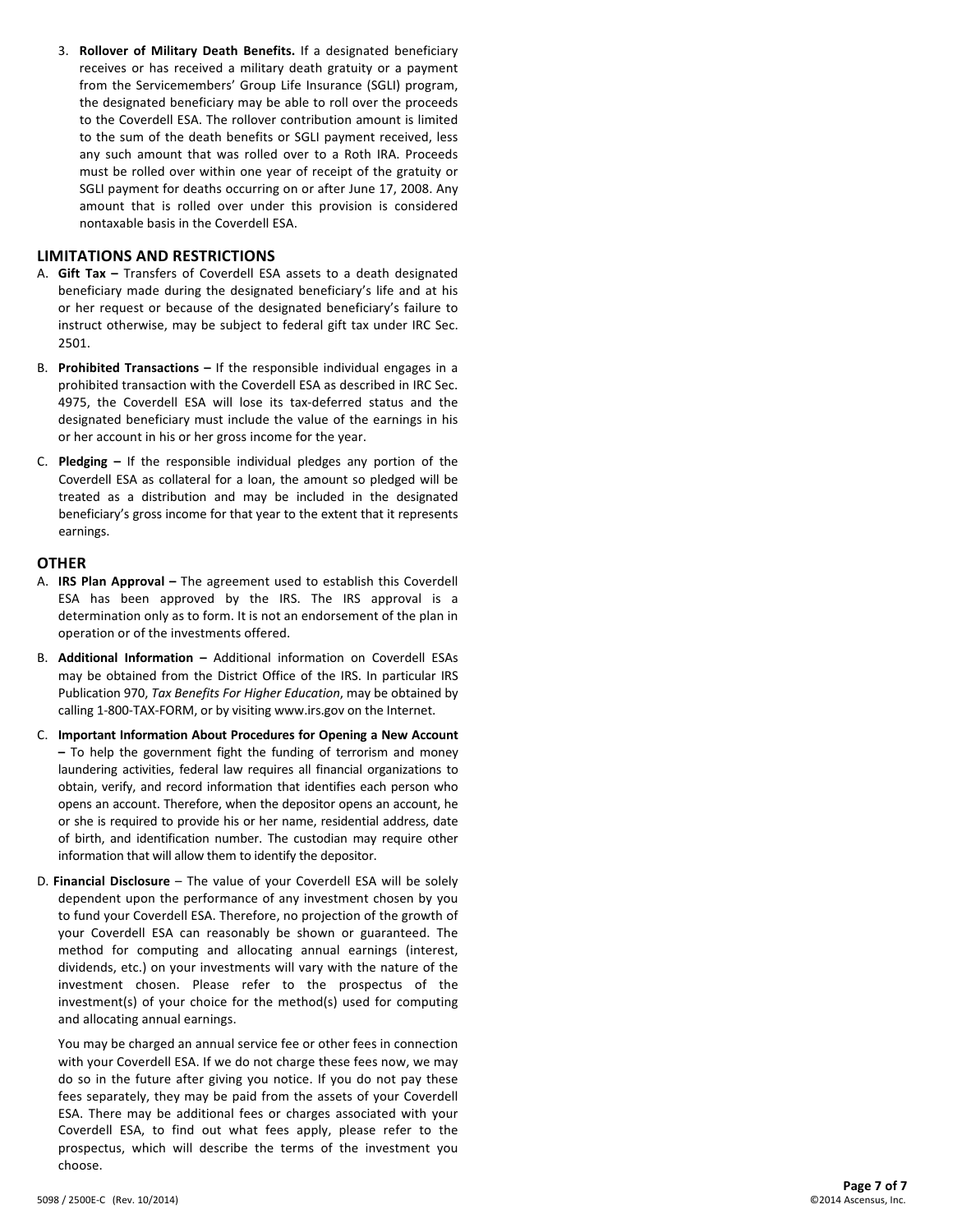3. **Rollover of Military Death Benefits.** If a designated beneficiary receives or has received a military death gratuity or a payment from the Servicemembers' Group Life Insurance (SGLI) program, the designated beneficiary may be able to roll over the proceeds to the Coverdell ESA. The rollover contribution amount is limited to the sum of the death benefits or SGLI payment received, less any such amount that was rolled over to a Roth IRA. Proceeds must be rolled over within one year of receipt of the gratuity or SGLI payment for deaths occurring on or after June 17, 2008. Any amount that is rolled over under this provision is considered nontaxable basis in the Coverdell ESA.

## LIMITATIONS AND RESTRICTIONS

A. **Gift Tax –** Transfers of Coverdell ESA assets to a death designated beneficiary made during the designated beneficiary's life and at his or her request or because of the designated beneficiary's failure to instruct otherwise, may be subject to federal gift tax under IRC Sec. 2501.

B. **Prohibited Transactions –** If the responsible individual engages in a prohibited transaction with the Coverdell ESA as described in IRC Sec. 4975, the Coverdell ESA will lose its tax-deferred status and the designated beneficiary must include the value of the earnings in his or her account in his or her gross income for the year.

C. **Pledging –** If the responsible individual pledges any portion of the Coverdell ESA as collateral for a loan, the amount so pledged will be treated as a distribution and may be included in the designated beneficiary's gross income for that year to the extent that it represents earnings.

## OTHER

A. **IRS Plan Approval –** The agreement used to establish this Coverdell ESA has been approved by the IRS. The IRS approval is a determination only as to form. It is not an endorsement of the plan in operation or of the investments offered.

B. **Additional Information –** Additional information on Coverdell ESAs may be obtained from the District Office of the IRS. In particular IRS Publication 970, *Tax Benefits For Higher Education*, may be obtained by calling 1-800-TAX-FORM, or by visiting www.irs.gov on the Internet.

C. **Important Information About Procedures for Opening a New Account –** To help the government fight the funding of terrorism and money laundering activities, federal law requires all financial organizations to obtain, verify, and record information that identifies each person who opens an account. Therefore, when the depositor opens an account, he or she is required to provide his or her name, residential address, date of birth, and identification number. The custodian may require other information that will allow them to identify the depositor.

D. **Financial Disclosure** – The value of your Coverdell ESA will be solely dependent upon the performance of any investment chosen by you to fund your Coverdell ESA. Therefore, no projection of the growth of your Coverdell ESA can reasonably be shown or guaranteed. The method for computing and allocating annual earnings (interest, dividends, etc.) on your investments will vary with the nature of the investment chosen. Please refer to the prospectus of the investment(s) of your choice for the method(s) used for computing and allocating annual earnings.

   You may be charged an annual service fee or other fees in connection with your Coverdell ESA. If we do not charge these fees now, we may do so in the future after giving you notice. If you do not pay these fees separately, they may be paid from the assets of your Coverdell ESA. There may be additional fees or charges associated with your Coverdell ESA, to find out what fees apply, please refer to the prospectus, which will describe the terms of the investment you choose.

5098 / 2500E-C (Rev. 10/2014)

©2014 Ascensus, Inc.